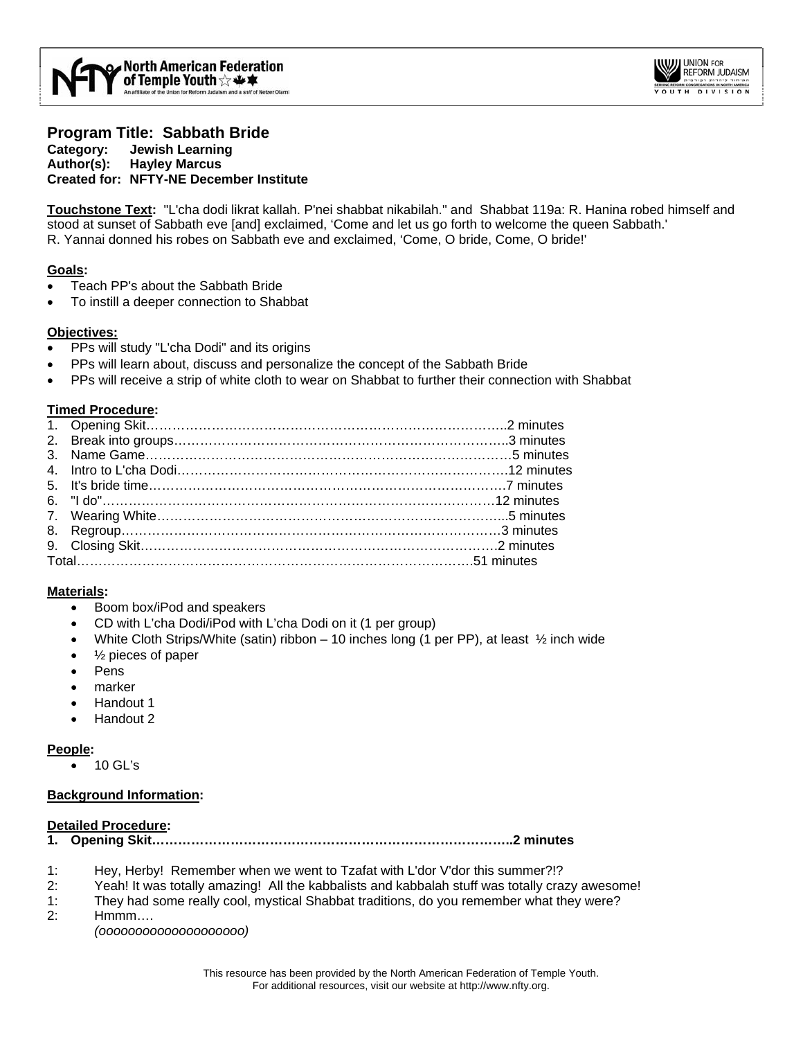North American Federation of Temple Youth
An affiliate of the Union for Reform Judaism and a snif of Netzer Olami

UNION FOR REFORM JUDAISM
YOUTH DIVISION

## Program Title: Sabbath Bride

**Category:** Jewish Learning
**Author(s):** Hayley Marcus
**Created for:** NFTY-NE December Institute

**Touchstone Text:** "L'cha dodi likrat kallah. P'nei shabbat nikabilah." and Shabbat 119a: R. Hanina robed himself and stood at sunset of Sabbath eve [and] exclaimed, 'Come and let us go forth to welcome the queen Sabbath.' R. Yannai donned his robes on Sabbath eve and exclaimed, 'Come, O bride, Come, O bride!'

**Goals:**

- Teach PP's about the Sabbath Bride
- To instill a deeper connection to Shabbat

**Objectives:**

- PPs will study "L'cha Dodi" and its origins
- PPs will learn about, discuss and personalize the concept of the Sabbath Bride
- PPs will receive a strip of white cloth to wear on Shabbat to further their connection with Shabbat

**Timed Procedure:**

1. Opening Skit……………………………………………………………………….2 minutes
2. Break into groups……………………………………………………………………3 minutes
3. Name Game…………………………………………………………………………5 minutes
4. Intro to L'cha Dodi………………………………………………………………….12 minutes
5. It's bride time………………………………………………………………………7 minutes
6. "I do"……………………………………………………………………………12 minutes
7. Wearing White……………………………………………………………………..5 minutes
8. Regroup……………………………………………………………………………3 minutes
9. Closing Skit…………………………………………………………………………2 minutes

Total……………………………………………………………………………….51 minutes

**Materials:**

- Boom box/iPod and speakers
- CD with L'cha Dodi/iPod with L'cha Dodi on it (1 per group)
- White Cloth Strips/White (satin) ribbon – 10 inches long (1 per PP), at least ½ inch wide
- ½ pieces of paper
- Pens
- marker
- Handout 1
- Handout 2

**People:**

- 10 GL's

**Background Information:**

**Detailed Procedure:**

**1. Opening Skit……………………………………………………………………….2 minutes**

1: Hey, Herby! Remember when we went to Tzafat with L'dor V'dor this summer?!?
2: Yeah! It was totally amazing! All the kabbalists and kabbalah stuff was totally crazy awesome!
1: They had some really cool, mystical Shabbat traditions, do you remember what they were?
2: Hmmm….
*(oooooooooooooooooooo)*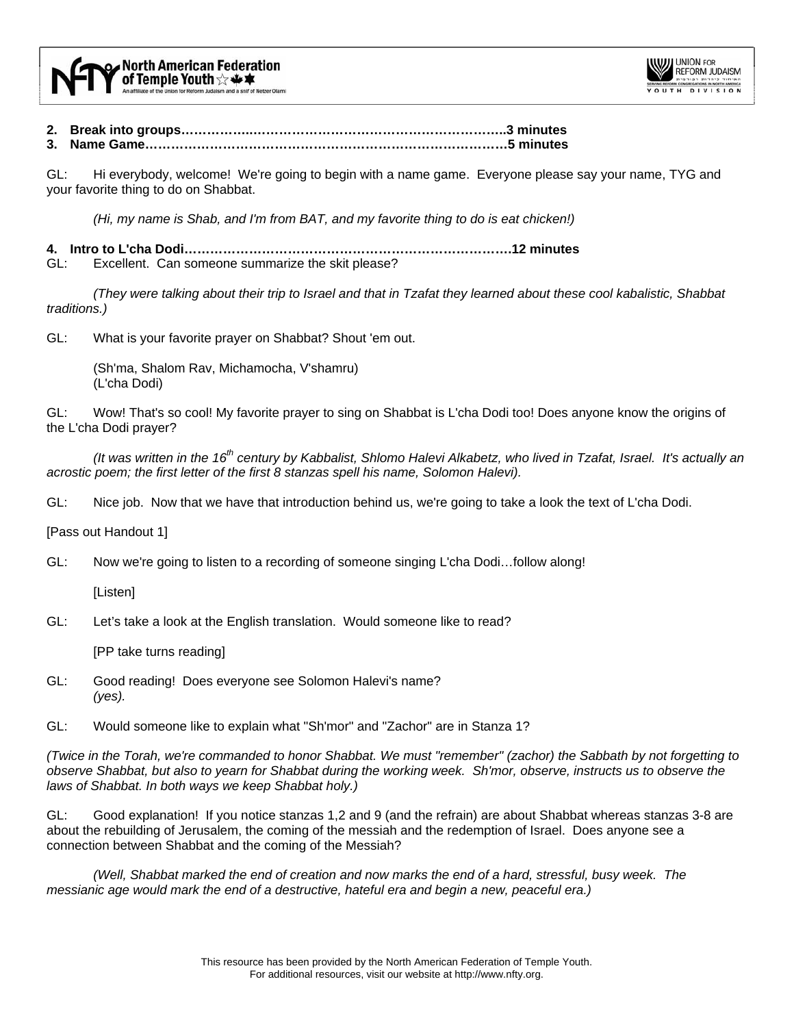**2. Break into groups……………………………………………………………………3 minutes**
**3. Name Game…………………………………………………………………………5 minutes**

GL: Hi everybody, welcome! We're going to begin with a name game. Everyone please say your name, TYG and your favorite thing to do on Shabbat.

*(Hi, my name is Shab, and I'm from BAT, and my favorite thing to do is eat chicken!)*

**4. Intro to L'cha Dodi………………………………………………………………………12 minutes**

GL: Excellent. Can someone summarize the skit please?

*(They were talking about their trip to Israel and that in Tzafat they learned about these cool kabalistic, Shabbat traditions.)*

GL: What is your favorite prayer on Shabbat? Shout 'em out.

(Sh'ma, Shalom Rav, Michamocha, V'shamru)
(L'cha Dodi)

GL: Wow! That's so cool! My favorite prayer to sing on Shabbat is L'cha Dodi too! Does anyone know the origins of the L'cha Dodi prayer?

*(It was written in the 16th century by Kabbalist, Shlomo Halevi Alkabetz, who lived in Tzafat, Israel. It's actually an acrostic poem; the first letter of the first 8 stanzas spell his name, Solomon Halevi).*

GL: Nice job. Now that we have that introduction behind us, we're going to take a look the text of L'cha Dodi.

[Pass out Handout 1]

GL: Now we're going to listen to a recording of someone singing L'cha Dodi…follow along!

[Listen]

GL: Let's take a look at the English translation. Would someone like to read?

[PP take turns reading]

GL: Good reading! Does everyone see Solomon Halevi's name?
*(yes).*

GL: Would someone like to explain what "Sh'mor" and "Zachor" are in Stanza 1?

*(Twice in the Torah, we're commanded to honor Shabbat. We must "remember" (zachor) the Sabbath by not forgetting to observe Shabbat, but also to yearn for Shabbat during the working week. Sh'mor, observe, instructs us to observe the laws of Shabbat. In both ways we keep Shabbat holy.)*

GL: Good explanation! If you notice stanzas 1,2 and 9 (and the refrain) are about Shabbat whereas stanzas 3-8 are about the rebuilding of Jerusalem, the coming of the messiah and the redemption of Israel. Does anyone see a connection between Shabbat and the coming of the Messiah?

*(Well, Shabbat marked the end of creation and now marks the end of a hard, stressful, busy week. The messianic age would mark the end of a destructive, hateful era and begin a new, peaceful era.)*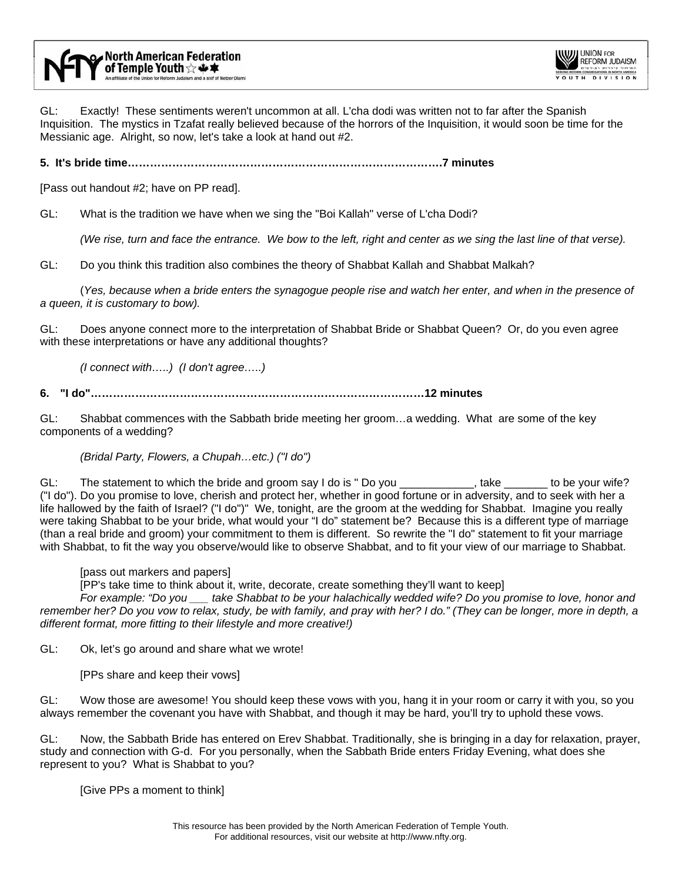GL: Exactly! These sentiments weren't uncommon at all. L'cha dodi was written not to far after the Spanish Inquisition. The mystics in Tzafat really believed because of the horrors of the Inquisition, it would soon be time for the Messianic age. Alright, so now, let's take a look at hand out #2.

**5. It's bride time……………………………………………………………………………7 minutes**

[Pass out handout #2; have on PP read].

GL: What is the tradition we have when we sing the "Boi Kallah" verse of L'cha Dodi?

*(We rise, turn and face the entrance. We bow to the left, right and center as we sing the last line of that verse).*

GL: Do you think this tradition also combines the theory of Shabbat Kallah and Shabbat Malkah?

(*Yes, because when a bride enters the synagogue people rise and watch her enter, and when in the presence of a queen, it is customary to bow).*

GL: Does anyone connect more to the interpretation of Shabbat Bride or Shabbat Queen? Or, do you even agree with these interpretations or have any additional thoughts?

*(I connect with…..) (I don't agree…..)*

**6. "I do"……………………………………………………………………………………12 minutes**

GL: Shabbat commences with the Sabbath bride meeting her groom…a wedding. What are some of the key components of a wedding?

*(Bridal Party, Flowers, a Chupah…etc.) ("I do")*

GL: The statement to which the bride and groom say I do is " Do you ____________, take _______ to be your wife? ("I do"). Do you promise to love, cherish and protect her, whether in good fortune or in adversity, and to seek with her a life hallowed by the faith of Israel? ("I do")" We, tonight, are the groom at the wedding for Shabbat. Imagine you really were taking Shabbat to be your bride, what would your "I do" statement be? Because this is a different type of marriage (than a real bride and groom) your commitment to them is different. So rewrite the "I do" statement to fit your marriage with Shabbat, to fit the way you observe/would like to observe Shabbat, and to fit your view of our marriage to Shabbat.

[pass out markers and papers]

[PP's take time to think about it, write, decorate, create something they'll want to keep]

*For example: "Do you ___ take Shabbat to be your halachically wedded wife? Do you promise to love, honor and remember her? Do you vow to relax, study, be with family, and pray with her? I do." (They can be longer, more in depth, a different format, more fitting to their lifestyle and more creative!)*

GL: Ok, let's go around and share what we wrote!

[PPs share and keep their vows]

GL: Wow those are awesome! You should keep these vows with you, hang it in your room or carry it with you, so you always remember the covenant you have with Shabbat, and though it may be hard, you'll try to uphold these vows.

GL: Now, the Sabbath Bride has entered on Erev Shabbat. Traditionally, she is bringing in a day for relaxation, prayer, study and connection with G-d. For you personally, when the Sabbath Bride enters Friday Evening, what does she represent to you? What is Shabbat to you?

[Give PPs a moment to think]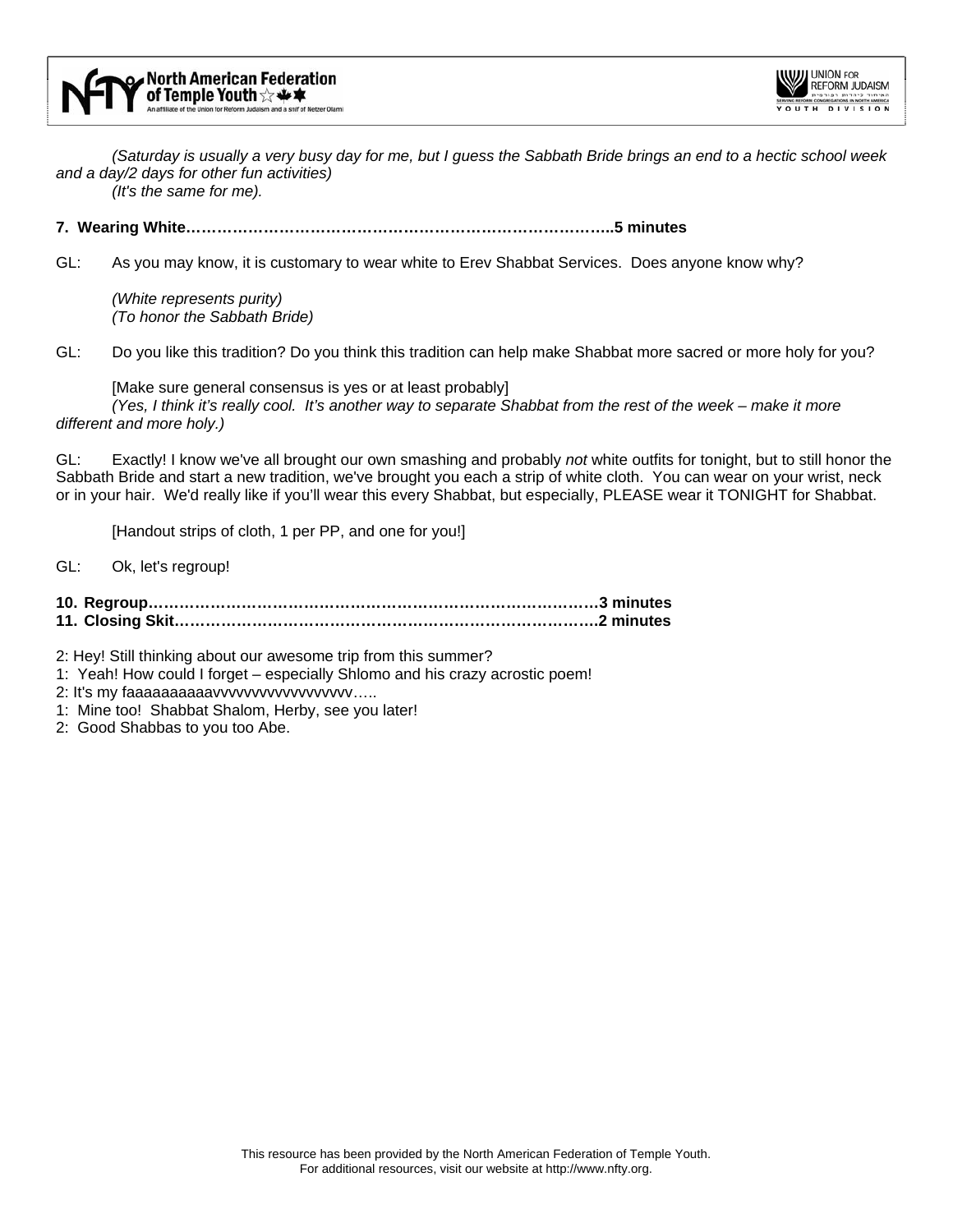*(Saturday is usually a very busy day for me, but I guess the Sabbath Bride brings an end to a hectic school week and a day/2 days for other fun activities)*
*(It's the same for me).*

**7. Wearing White…………………………………………………………………………..5 minutes**

GL: As you may know, it is customary to wear white to Erev Shabbat Services. Does anyone know why?

*(White represents purity)*
*(To honor the Sabbath Bride)*

GL: Do you like this tradition? Do you think this tradition can help make Shabbat more sacred or more holy for you?

[Make sure general consensus is yes or at least probably]
*(Yes, I think it's really cool. It's another way to separate Shabbat from the rest of the week – make it more different and more holy.)*

GL: Exactly! I know we've all brought our own smashing and probably *not* white outfits for tonight, but to still honor the Sabbath Bride and start a new tradition, we've brought you each a strip of white cloth. You can wear on your wrist, neck or in your hair. We'd really like if you'll wear this every Shabbat, but especially, PLEASE wear it TONIGHT for Shabbat.

[Handout strips of cloth, 1 per PP, and one for you!]

GL: Ok, let's regroup!

**10. Regroup……………………………………………………………………………3 minutes**
**11. Closing Skit…………………………………………………………………………2 minutes**

2: Hey! Still thinking about our awesome trip from this summer?
1: Yeah! How could I forget – especially Shlomo and his crazy acrostic poem!
2: It's my faaaaaaaaaavvvvvvvvvvvvvvvvv…..
1: Mine too! Shabbat Shalom, Herby, see you later!
2: Good Shabbas to you too Abe.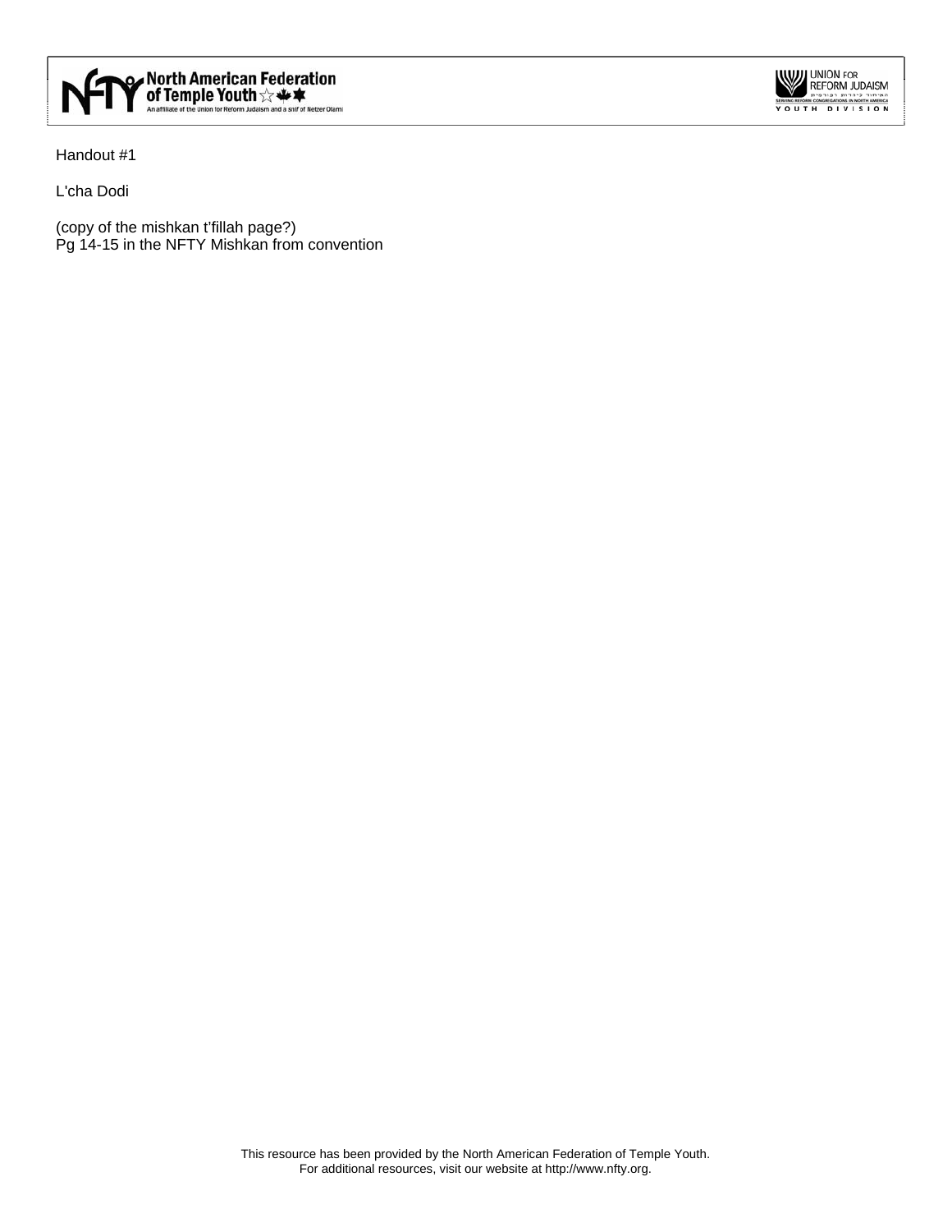Handout #1

L'cha Dodi

(copy of the mishkan t'fillah page?)
Pg 14-15 in the NFTY Mishkan from convention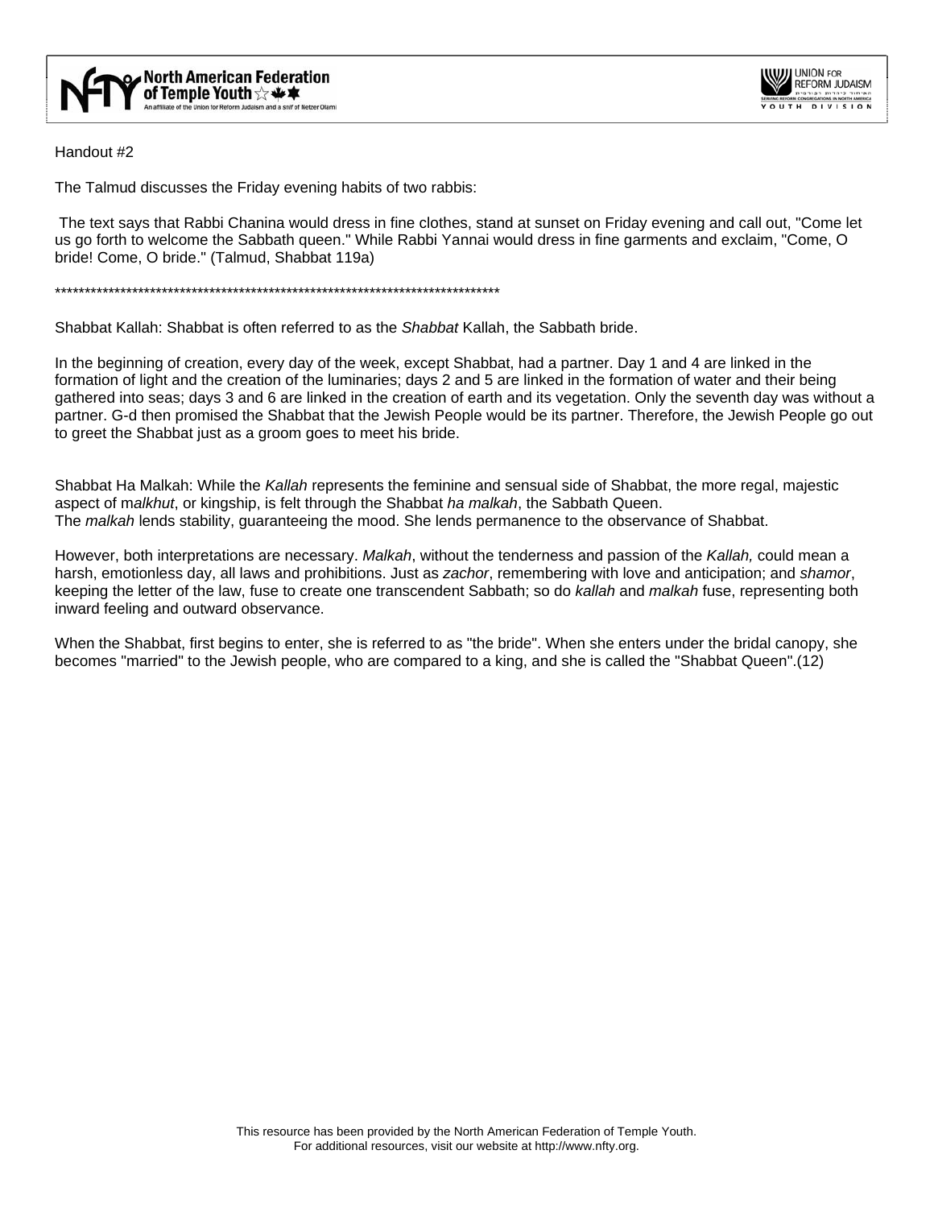Handout #2

The Talmud discusses the Friday evening habits of two rabbis:

The text says that Rabbi Chanina would dress in fine clothes, stand at sunset on Friday evening and call out, "Come let us go forth to welcome the Sabbath queen." While Rabbi Yannai would dress in fine garments and exclaim, "Come, O bride! Come, O bride." (Talmud, Shabbat 119a)

******************************************************************************

Shabbat Kallah: Shabbat is often referred to as the *Shabbat* Kallah, the Sabbath bride.

In the beginning of creation, every day of the week, except Shabbat, had a partner. Day 1 and 4 are linked in the formation of light and the creation of the luminaries; days 2 and 5 are linked in the formation of water and their being gathered into seas; days 3 and 6 are linked in the creation of earth and its vegetation. Only the seventh day was without a partner. G-d then promised the Shabbat that the Jewish People would be its partner. Therefore, the Jewish People go out to greet the Shabbat just as a groom goes to meet his bride.

Shabbat Ha Malkah: While the *Kallah* represents the feminine and sensual side of Shabbat, the more regal, majestic aspect of m*alkhut*, or kingship, is felt through the Shabbat *ha malkah*, the Sabbath Queen.
The *malkah* lends stability, guaranteeing the mood. She lends permanence to the observance of Shabbat.

However, both interpretations are necessary. *Malkah*, without the tenderness and passion of the *Kallah,* could mean a harsh, emotionless day, all laws and prohibitions. Just as *zachor*, remembering with love and anticipation; and *shamor*, keeping the letter of the law, fuse to create one transcendent Sabbath; so do *kallah* and *malkah* fuse, representing both inward feeling and outward observance.

When the Shabbat, first begins to enter, she is referred to as "the bride". When she enters under the bridal canopy, she becomes "married" to the Jewish people, who are compared to a king, and she is called the "Shabbat Queen".(12)